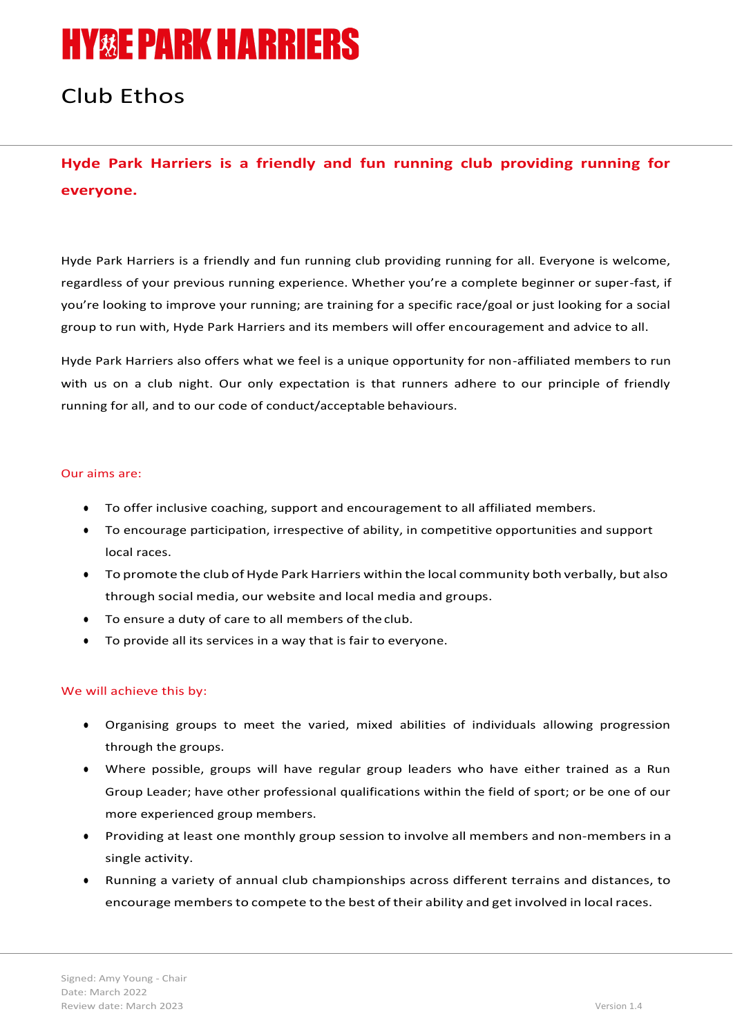# HYDE PARK HARRIERS

## Club Ethos

**Hyde Park Harriers is a friendly and fun running club providing running for everyone.**

Hyde Park Harriers is a friendly and fun running club providing running for all. Everyone is welcome, regardless of your previous running experience. Whether you're a complete beginner or super-fast, if you're looking to improve your running; are training for a specific race/goal or just looking for a social group to run with, Hyde Park Harriers and its members will offer encouragement and advice to all.

Hyde Park Harriers also offers what we feel is a unique opportunity for non-affiliated members to run with us on a club night. Our only expectation is that runners adhere to our principle of friendly running for all, and to our code of conduct/acceptable behaviours.

### Our aims are:

- To offer inclusive coaching, support and encouragement to all affiliated members.
- To encourage participation, irrespective of ability, in competitive opportunities and support local races.
- To promote the club of Hyde Park Harriers within the local community both verbally, but also through social media, our website and local media and groups.
- To ensure a duty of care to all members of the club.
- To provide all its services in a way that is fair to everyone.

### We will achieve this by:

- Organising groups to meet the varied, mixed abilities of individuals allowing progression through the groups.
- Where possible, groups will have regular group leaders who have either trained as a Run Group Leader; have other professional qualifications within the field of sport; or be one of our more experienced group members.
- Providing at least one monthly group session to involve all members and non-members in a single activity.
- Running a variety of annual club championships across different terrains and distances, to encourage members to compete to the best of their ability and get involved in local races.

Signed: Amy Young - Chair
Date: March 2022
Review date: March 2023

Version 1.4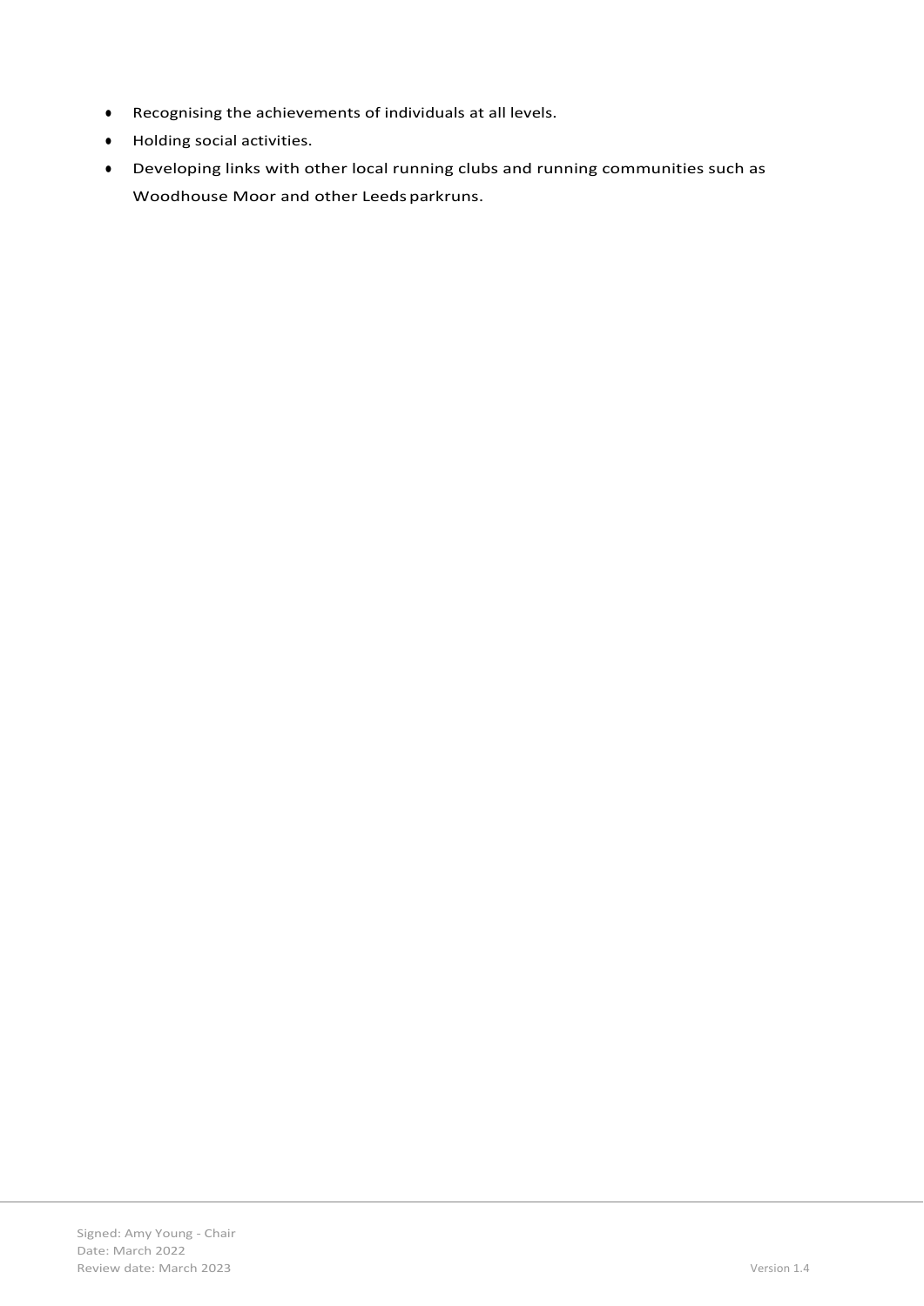- Recognising the achievements of individuals at all levels.
- Holding social activities.
- Developing links with other local running clubs and running communities such as Woodhouse Moor and other Leeds parkruns.